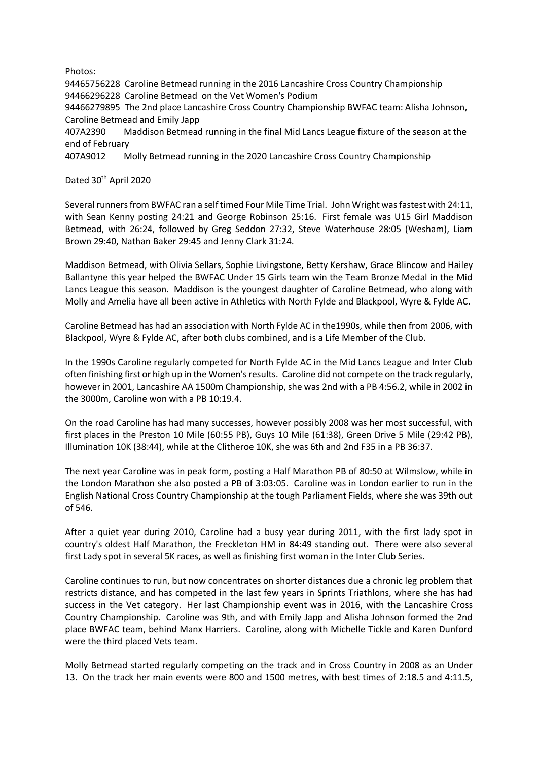Photos:

94465756228 Caroline Betmead running in the 2016 Lancashire Cross Country Championship
94466296228 Caroline Betmead on the Vet Women's Podium
94466279895 The 2nd place Lancashire Cross Country Championship BWFAC team: Alisha Johnson, Caroline Betmead and Emily Japp
407A2390 Maddison Betmead running in the final Mid Lancs League fixture of the season at the end of February
407A9012 Molly Betmead running in the 2020 Lancashire Cross Country Championship

Dated 30th April 2020

Several runners from BWFAC ran a self timed Four Mile Time Trial. John Wright was fastest with 24:11, with Sean Kenny posting 24:21 and George Robinson 25:16. First female was U15 Girl Maddison Betmead, with 26:24, followed by Greg Seddon 27:32, Steve Waterhouse 28:05 (Wesham), Liam Brown 29:40, Nathan Baker 29:45 and Jenny Clark 31:24.

Maddison Betmead, with Olivia Sellars, Sophie Livingstone, Betty Kershaw, Grace Blincow and Hailey Ballantyne this year helped the BWFAC Under 15 Girls team win the Team Bronze Medal in the Mid Lancs League this season. Maddison is the youngest daughter of Caroline Betmead, who along with Molly and Amelia have all been active in Athletics with North Fylde and Blackpool, Wyre & Fylde AC.

Caroline Betmead has had an association with North Fylde AC in the1990s, while then from 2006, with Blackpool, Wyre & Fylde AC, after both clubs combined, and is a Life Member of the Club.

In the 1990s Caroline regularly competed for North Fylde AC in the Mid Lancs League and Inter Club often finishing first or high up in the Women's results. Caroline did not compete on the track regularly, however in 2001, Lancashire AA 1500m Championship, she was 2nd with a PB 4:56.2, while in 2002 in the 3000m, Caroline won with a PB 10:19.4.

On the road Caroline has had many successes, however possibly 2008 was her most successful, with first places in the Preston 10 Mile (60:55 PB), Guys 10 Mile (61:38), Green Drive 5 Mile (29:42 PB), Illumination 10K (38:44), while at the Clitheroe 10K, she was 6th and 2nd F35 in a PB 36:37.

The next year Caroline was in peak form, posting a Half Marathon PB of 80:50 at Wilmslow, while in the London Marathon she also posted a PB of 3:03:05. Caroline was in London earlier to run in the English National Cross Country Championship at the tough Parliament Fields, where she was 39th out of 546.

After a quiet year during 2010, Caroline had a busy year during 2011, with the first lady spot in country's oldest Half Marathon, the Freckleton HM in 84:49 standing out. There were also several first Lady spot in several 5K races, as well as finishing first woman in the Inter Club Series.

Caroline continues to run, but now concentrates on shorter distances due a chronic leg problem that restricts distance, and has competed in the last few years in Sprints Triathlons, where she has had success in the Vet category. Her last Championship event was in 2016, with the Lancashire Cross Country Championship. Caroline was 9th, and with Emily Japp and Alisha Johnson formed the 2nd place BWFAC team, behind Manx Harriers. Caroline, along with Michelle Tickle and Karen Dunford were the third placed Vets team.

Molly Betmead started regularly competing on the track and in Cross Country in 2008 as an Under 13. On the track her main events were 800 and 1500 metres, with best times of 2:18.5 and 4:11.5,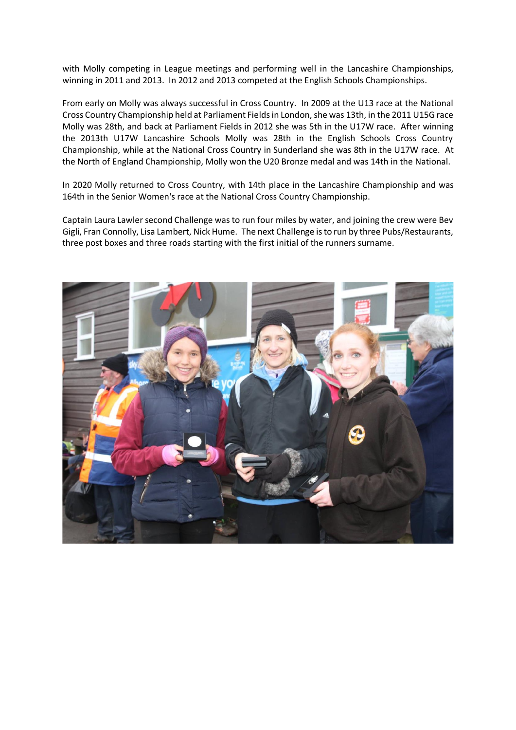with Molly competing in League meetings and performing well in the Lancashire Championships, winning in 2011 and 2013. In 2012 and 2013 competed at the English Schools Championships.

From early on Molly was always successful in Cross Country. In 2009 at the U13 race at the National Cross Country Championship held at Parliament Fields in London, she was 13th, in the 2011 U15G race Molly was 28th, and back at Parliament Fields in 2012 she was 5th in the U17W race. After winning the 2013th U17W Lancashire Schools Molly was 28th in the English Schools Cross Country Championship, while at the National Cross Country in Sunderland she was 8th in the U17W race. At the North of England Championship, Molly won the U20 Bronze medal and was 14th in the National.

In 2020 Molly returned to Cross Country, with 14th place in the Lancashire Championship and was 164th in the Senior Women's race at the National Cross Country Championship.

Captain Laura Lawler second Challenge was to run four miles by water, and joining the crew were Bev Gigli, Fran Connolly, Lisa Lambert, Nick Hume. The next Challenge is to run by three Pubs/Restaurants, three post boxes and three roads starting with the first initial of the runners surname.